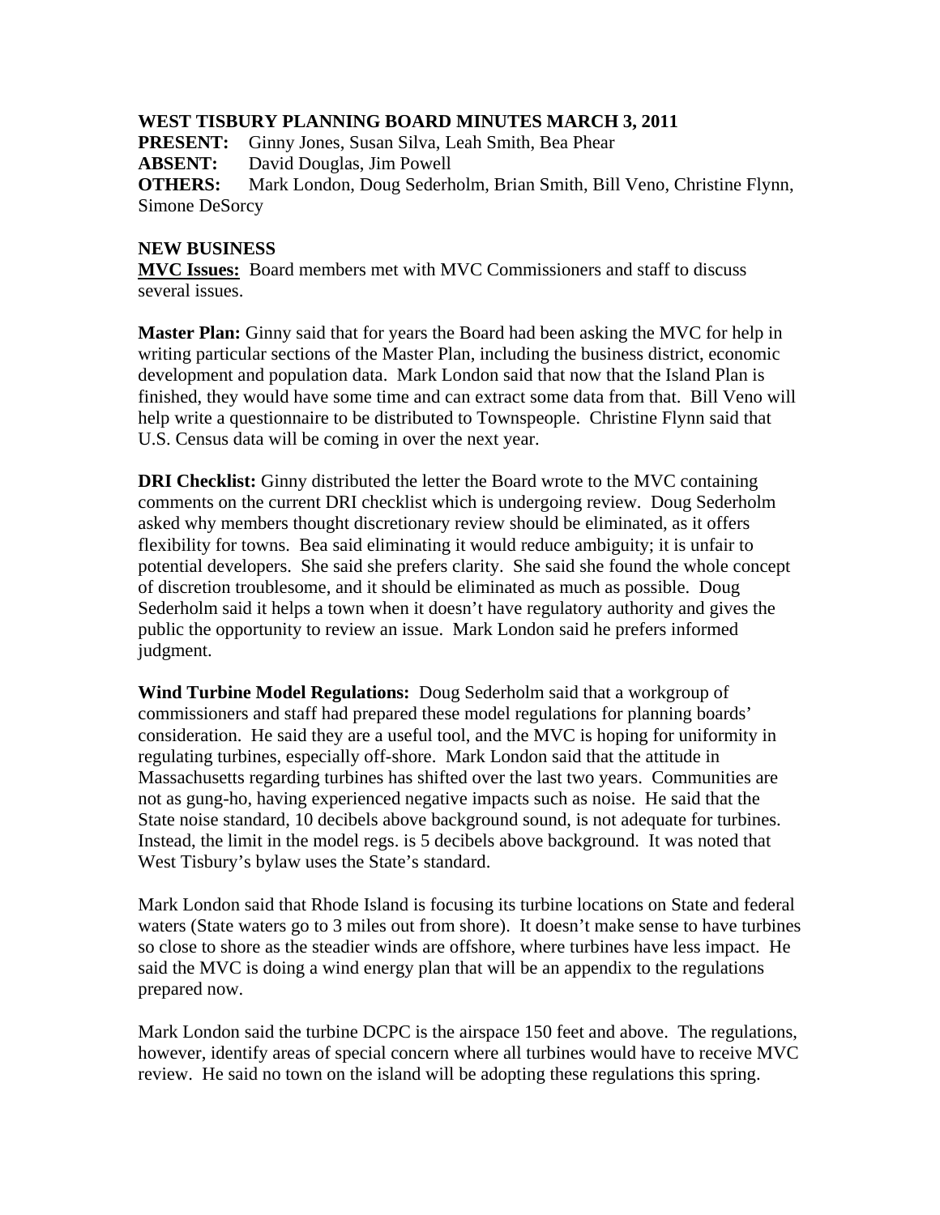**WEST TISBURY PLANNING BOARD MINUTES MARCH 3, 2011**

**PRESENT:** Ginny Jones, Susan Silva, Leah Smith, Bea Phear
**ABSENT:** David Douglas, Jim Powell
**OTHERS:** Mark London, Doug Sederholm, Brian Smith, Bill Veno, Christine Flynn, Simone DeSorcy

**NEW BUSINESS**

**MVC Issues:** Board members met with MVC Commissioners and staff to discuss several issues.

**Master Plan:** Ginny said that for years the Board had been asking the MVC for help in writing particular sections of the Master Plan, including the business district, economic development and population data. Mark London said that now that the Island Plan is finished, they would have some time and can extract some data from that. Bill Veno will help write a questionnaire to be distributed to Townspeople. Christine Flynn said that U.S. Census data will be coming in over the next year.

**DRI Checklist:** Ginny distributed the letter the Board wrote to the MVC containing comments on the current DRI checklist which is undergoing review. Doug Sederholm asked why members thought discretionary review should be eliminated, as it offers flexibility for towns. Bea said eliminating it would reduce ambiguity; it is unfair to potential developers. She said she prefers clarity. She said she found the whole concept of discretion troublesome, and it should be eliminated as much as possible. Doug Sederholm said it helps a town when it doesn't have regulatory authority and gives the public the opportunity to review an issue. Mark London said he prefers informed judgment.

**Wind Turbine Model Regulations:** Doug Sederholm said that a workgroup of commissioners and staff had prepared these model regulations for planning boards' consideration. He said they are a useful tool, and the MVC is hoping for uniformity in regulating turbines, especially off-shore. Mark London said that the attitude in Massachusetts regarding turbines has shifted over the last two years. Communities are not as gung-ho, having experienced negative impacts such as noise. He said that the State noise standard, 10 decibels above background sound, is not adequate for turbines. Instead, the limit in the model regs. is 5 decibels above background. It was noted that West Tisbury's bylaw uses the State's standard.

Mark London said that Rhode Island is focusing its turbine locations on State and federal waters (State waters go to 3 miles out from shore). It doesn't make sense to have turbines so close to shore as the steadier winds are offshore, where turbines have less impact. He said the MVC is doing a wind energy plan that will be an appendix to the regulations prepared now.

Mark London said the turbine DCPC is the airspace 150 feet and above. The regulations, however, identify areas of special concern where all turbines would have to receive MVC review. He said no town on the island will be adopting these regulations this spring.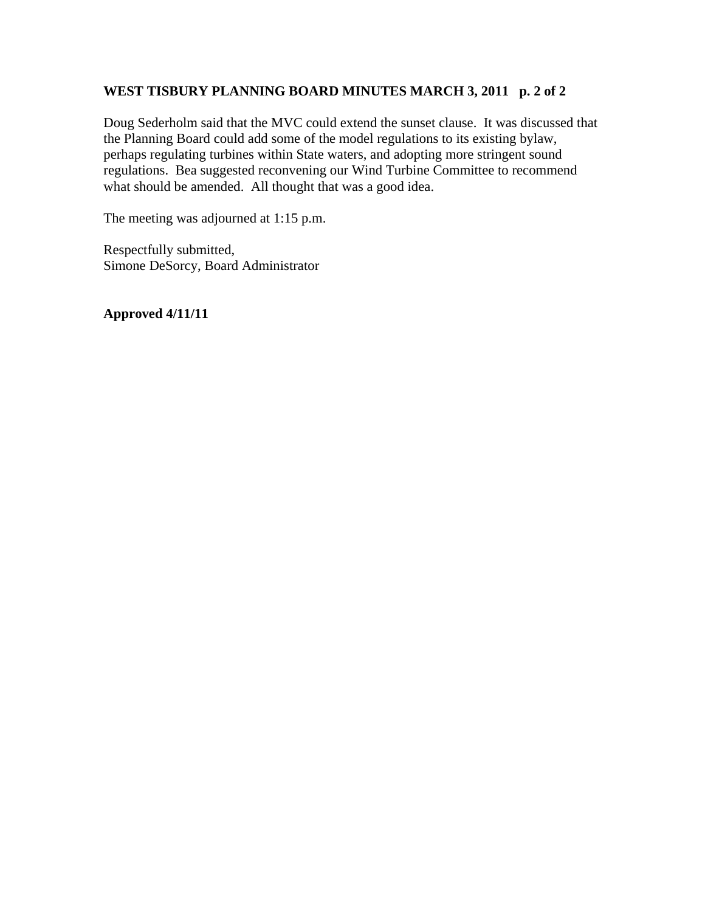Doug Sederholm said that the MVC could extend the sunset clause. It was discussed that the Planning Board could add some of the model regulations to its existing bylaw, perhaps regulating turbines within State waters, and adopting more stringent sound regulations. Bea suggested reconvening our Wind Turbine Committee to recommend what should be amended. All thought that was a good idea.

The meeting was adjourned at 1:15 p.m.

Respectfully submitted,
Simone DeSorcy, Board Administrator

**Approved 4/11/11**